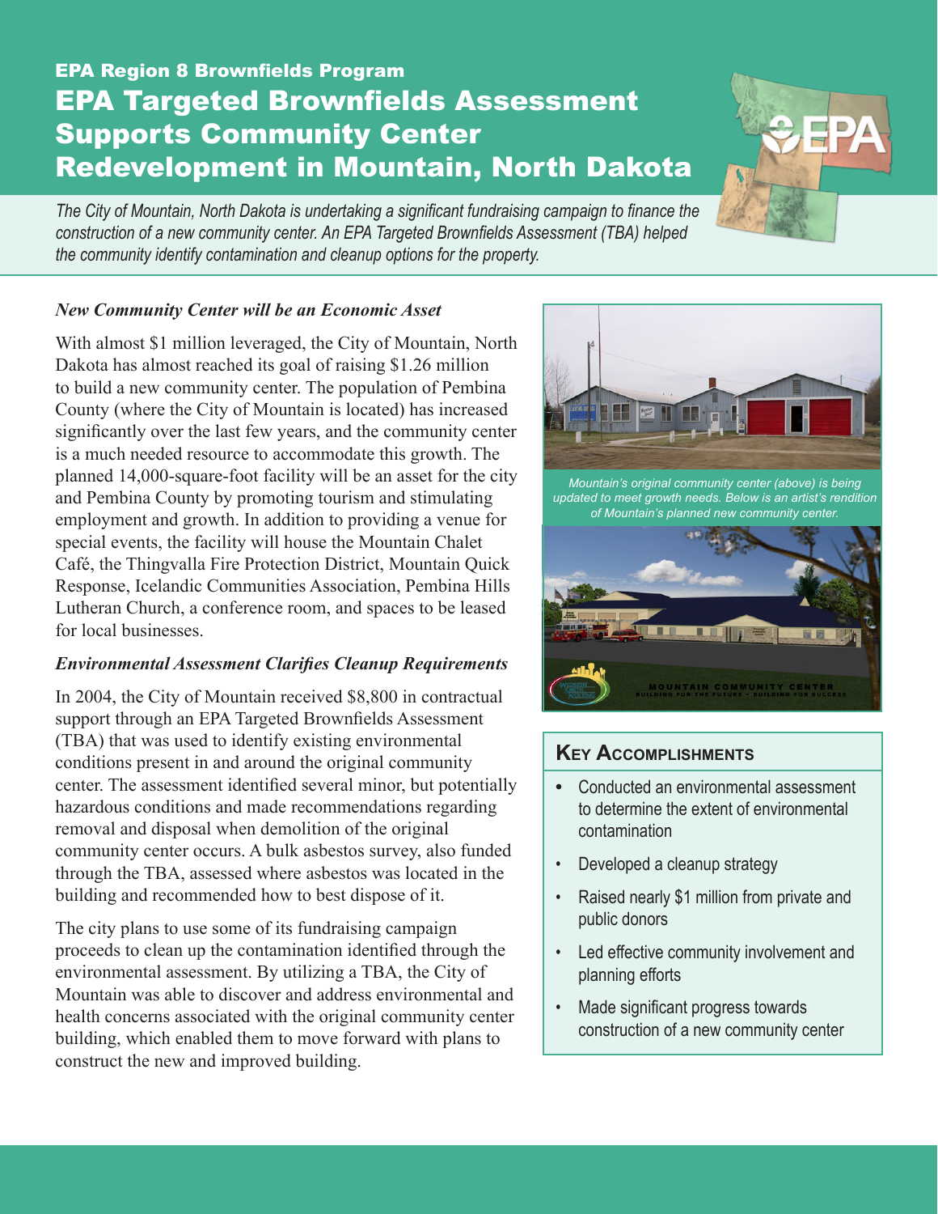EPA Region 8 Brownfields Program

# EPA Targeted Brownfields Assessment Supports Community Center Redevelopment in Mountain, North Dakota

*The City of Mountain, North Dakota is undertaking a significant fundraising campaign to finance the construction of a new community center. An EPA Targeted Brownfields Assessment (TBA) helped the community identify contamination and cleanup options for the property.*

### *New Community Center will be an Economic Asset*

With almost $1 million leveraged, the City of Mountain, North Dakota has almost reached its goal of raising $1.26 million to build a new community center. The population of Pembina County (where the City of Mountain is located) has increased significantly over the last few years, and the community center is a much needed resource to accommodate this growth. The planned 14,000-square-foot facility will be an asset for the city and Pembina County by promoting tourism and stimulating employment and growth. In addition to providing a venue for special events, the facility will house the Mountain Chalet Café, the Thingvalla Fire Protection District, Mountain Quick Response, Icelandic Communities Association, Pembina Hills Lutheran Church, a conference room, and spaces to be leased for local businesses.

### *Environmental Assessment Clarifies Cleanup Requirements*

In 2004, the City of Mountain received $8,800 in contractual support through an EPA Targeted Brownfields Assessment (TBA) that was used to identify existing environmental conditions present in and around the original community center. The assessment identified several minor, but potentially hazardous conditions and made recommendations regarding removal and disposal when demolition of the original community center occurs. A bulk asbestos survey, also funded through the TBA, assessed where asbestos was located in the building and recommended how to best dispose of it.

The city plans to use some of its fundraising campaign proceeds to clean up the contamination identified through the environmental assessment. By utilizing a TBA, the City of Mountain was able to discover and address environmental and health concerns associated with the original community center building, which enabled them to move forward with plans to construct the new and improved building.

*Mountain's original community center (above) is being updated to meet growth needs. Below is an artist's rendition of Mountain's planned new community center.*

MOUNTAIN COMMUNITY CENTER
BUILDING FOR THE FUTURE ~ BUILDING FOR SUCCESS

### Key Accomplishments

- Conducted an environmental assessment to determine the extent of environmental contamination
- Developed a cleanup strategy
- Raised nearly $1 million from private and public donors
- Led effective community involvement and planning efforts
- Made significant progress towards construction of a new community center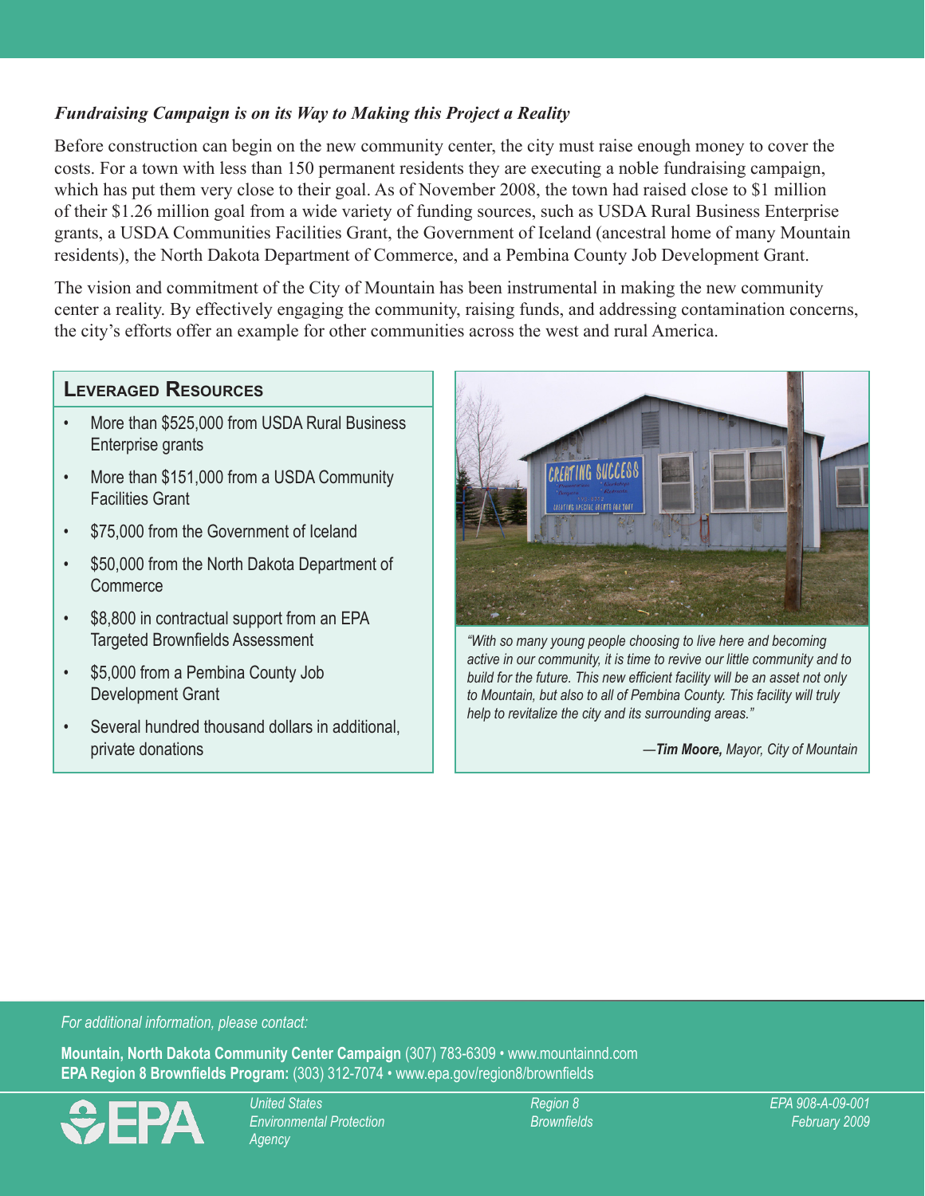### *Fundraising Campaign is on its Way to Making this Project a Reality*

Before construction can begin on the new community center, the city must raise enough money to cover the costs. For a town with less than 150 permanent residents they are executing a noble fundraising campaign, which has put them very close to their goal. As of November 2008, the town had raised close to $1 million of their $1.26 million goal from a wide variety of funding sources, such as USDA Rural Business Enterprise grants, a USDA Communities Facilities Grant, the Government of Iceland (ancestral home of many Mountain residents), the North Dakota Department of Commerce, and a Pembina County Job Development Grant.

The vision and commitment of the City of Mountain has been instrumental in making the new community center a reality. By effectively engaging the community, raising funds, and addressing contamination concerns, the city's efforts offer an example for other communities across the west and rural America.

#### Leveraged Resources

- More than $525,000 from USDA Rural Business Enterprise grants
- More than $151,000 from a USDA Community Facilities Grant
- $75,000 from the Government of Iceland
- $50,000 from the North Dakota Department of Commerce
- $8,800 in contractual support from an EPA Targeted Brownfields Assessment
- $5,000 from a Pembina County Job Development Grant
- Several hundred thousand dollars in additional, private donations

*"With so many young people choosing to live here and becoming active in our community, it is time to revive our little community and to build for the future. This new efficient facility will be an asset not only to Mountain, but also to all of Pembina County. This facility will truly help to revitalize the city and its surrounding areas."*

—***Tim Moore,*** *Mayor, City of Mountain*

*For additional information, please contact:*

**Mountain, North Dakota Community Center Campaign** (307) 783-6309 • www.mountainnd.com
**EPA Region 8 Brownfields Program:** (303) 312-7074 • www.epa.gov/region8/brownfields

EPA

*United States Environmental Protection Agency*

*Region 8 Brownfields*

*EPA 908-A-09-001*
*February 2009*